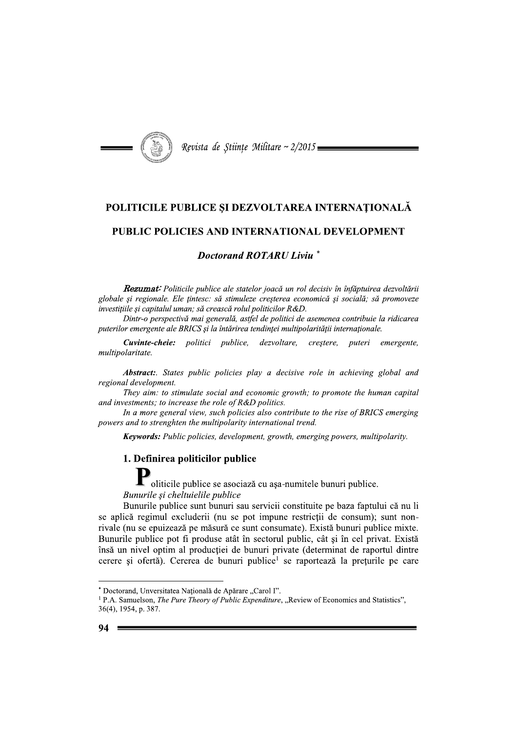# POLITICILE PUBLICE ŞI DEZVOLTAREA INTERNAŢIONALĂ

# PUBLIC POLICIES AND INTERNATIONAL DEVELOPMENT

***Doctorand ROTARU Liviu*** [*]

***Rezumat:*** *Politicile publice ale statelor joacă un rol decisiv în înfăptuirea dezvoltării globale şi regionale. Ele ţintesc: să stimuleze creşterea economică şi socială; să promoveze investiţiile şi capitalul uman; să crească rolul politicilor R&D.*

*Dintr-o perspectivă mai generală, astfel de politici de asemenea contribuie la ridicarea puterilor emergente ale BRICS şi la întărirea tendinţei multipolarităţii internaţionale.*

***Cuvinte-cheie:*** *politici publice, dezvoltare, creştere, puteri emergente, multipolaritate.*

***Abstract:***. *States public policies play a decisive role in achieving global and regional development.*

*They aim: to stimulate social and economic growth; to promote the human capital and investments; to increase the role of R&D politics.*

*In a more general view, such policies also contribute to the rise of BRICS emerging powers and to strenghten the multipolarity international trend.*

***Keywords:*** *Public policies, development, growth, emerging powers, multipolarity.*

## 1. Definirea politicilor publice

Politicile publice se asociază cu aşa-numitele bunuri publice.

*Bunurile şi cheltuielile publice*

Bunurile publice sunt bunuri sau servicii constituite pe baza faptului că nu li se aplică regimul excluderii (nu se pot impune restricţii de consum); sunt non-rivale (nu se epuizează pe măsură ce sunt consumate). Există bunuri publice mixte. Bunurile publice pot fi produse atât în sectorul public, cât şi în cel privat. Există însă un nivel optim al producţiei de bunuri private (determinat de raportul dintre cerere şi ofertă). Cererea de bunuri publice[1] se raportează la preţurile pe care

---

[*] Doctorand, Unversitatea Naţională de Apărare „Carol I".

[1] P.A. Samuelson, *The Pure Theory of Public Expenditure*, „Review of Economics and Statistics", 36(4), 1954, p. 387.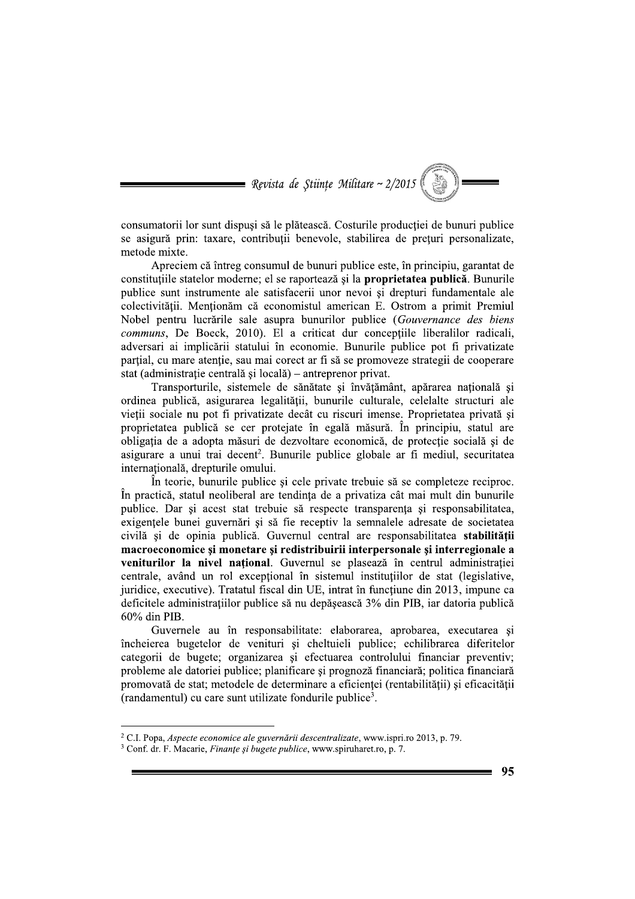consumatorii lor sunt dispuşi să le plătească. Costurile producţiei de bunuri publice se asigură prin: taxare, contribuţii benevole, stabilirea de preţuri personalizate, metode mixte.

Apreciem că întreg consumul de bunuri publice este, în principiu, garantat de constituţiile statelor moderne; el se raportează şi la **proprietatea publică**. Bunurile publice sunt instrumente ale satisfacerii unor nevoi şi drepturi fundamentale ale colectivităţii. Menţionăm că economistul american E. Ostrom a primit Premiul Nobel pentru lucrările sale asupra bunurilor publice (*Gouvernance des biens communs*, De Boeck, 2010). El a criticat dur concepţiile liberalilor radicali, adversari ai implicării statului în economie. Bunurile publice pot fi privatizate parţial, cu mare atenţie, sau mai corect ar fi să se promoveze strategii de cooperare stat (administraţie centrală şi locală) – antreprenor privat.

Transporturile, sistemele de sănătate şi învăţământ, apărarea naţională şi ordinea publică, asigurarea legalităţii, bunurile culturale, celelalte structuri ale vieţii sociale nu pot fi privatizate decât cu riscuri imense. Proprietatea privată şi proprietatea publică se cer protejate în egală măsură. În principiu, statul are obligaţia de a adopta măsuri de dezvoltare economică, de protecţie socială şi de asigurare a unui trai decent[2]. Bunurile publice globale ar fi mediul, securitatea internaţională, drepturile omului.

În teorie, bunurile publice şi cele private trebuie să se completeze reciproc. În practică, statul neoliberal are tendinţa de a privatiza cât mai mult din bunurile publice. Dar şi acest stat trebuie să respecte transparenţa şi responsabilitatea, exigenţele bunei guvernări şi să fie receptiv la semnalele adresate de societatea civilă şi de opinia publică. Guvernul central are responsabilitatea **stabilităţii macroeconomice şi monetare şi redistribuirii interpersonale şi interregionale a veniturilor la nivel naţional**. Guvernul se plasează în centrul administraţiei centrale, având un rol excepţional în sistemul instituţiilor de stat (legislative, juridice, executive). Tratatul fiscal din UE, intrat în funcţiune din 2013, impune ca deficitele administraţiilor publice să nu depăşească 3% din PIB, iar datoria publică 60% din PIB.

Guvernele au în responsabilitate: elaborarea, aprobarea, executarea şi încheierea bugetelor de venituri şi cheltuieli publice; echilibrarea diferitelor categorii de bugete; organizarea şi efectuarea controlului financiar preventiv; probleme ale datoriei publice; planificare şi prognoză financiară; politica financiară promovată de stat; metodele de determinare a eficienţei (rentabilităţii) şi eficacităţii (randamentul) cu care sunt utilizate fondurile publice[3].

---

[2] C.I. Popa, *Aspecte economice ale guvernării descentralizate*, www.ispri.ro 2013, p. 79.

[3] Conf. dr. F. Macarie, *Finanţe şi bugete publice*, www.spiruharet.ro, p. 7.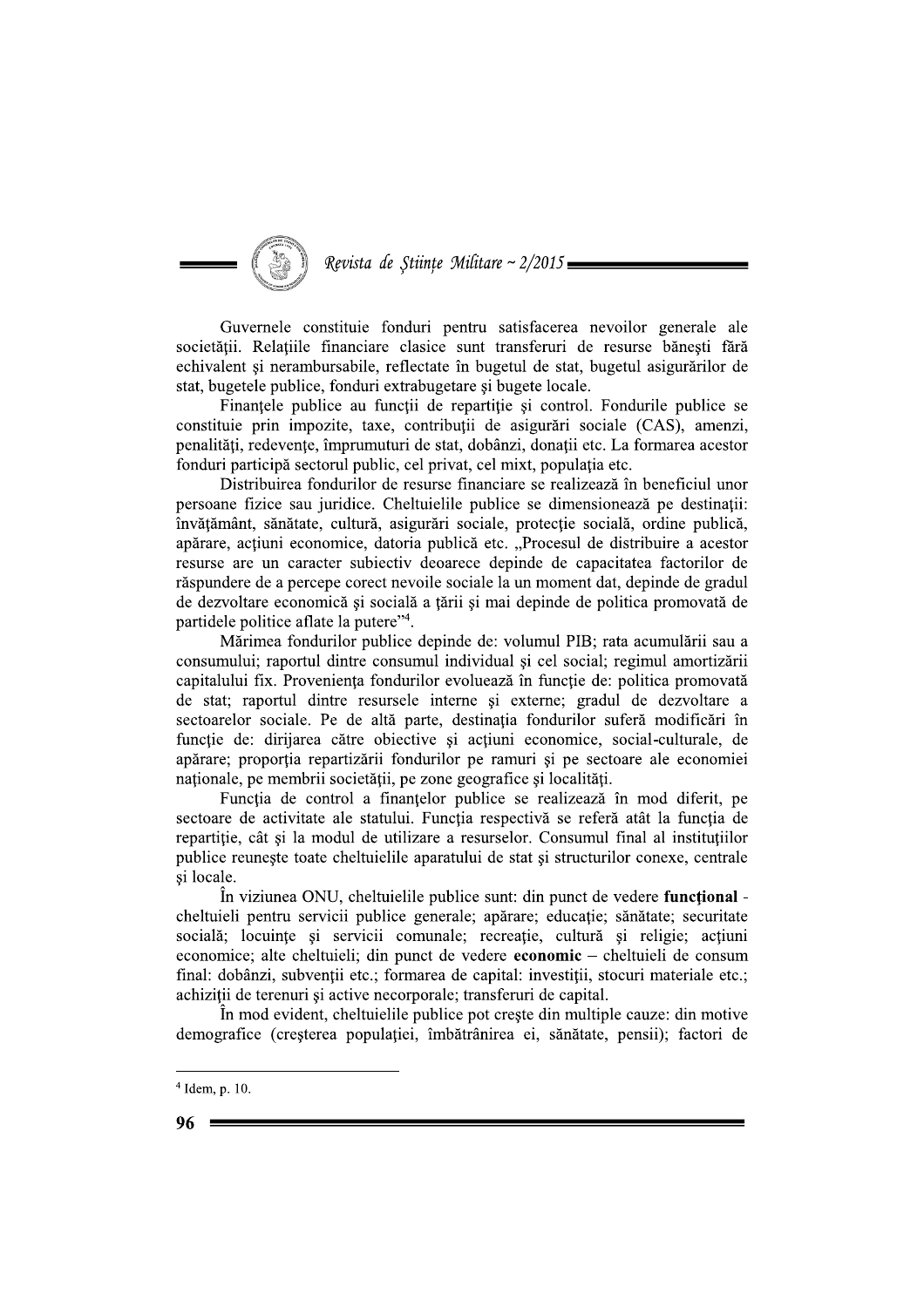Guvernele constituie fonduri pentru satisfacerea nevoilor generale ale societății. Relațiile financiare clasice sunt transferuri de resurse bănești fără echivalent și nerambursabile, reflectate în bugetul de stat, bugetul asigurărilor de stat, bugetele publice, fonduri extrabugetare și bugete locale.

Finanțele publice au funcții de repartiție și control. Fondurile publice se constituie prin impozite, taxe, contribuții de asigurări sociale (CAS), amenzi, penalități, redevențe, împrumuturi de stat, dobânzi, donații etc. La formarea acestor fonduri participă sectorul public, cel privat, cel mixt, populația etc.

Distribuirea fondurilor de resurse financiare se realizează în beneficiul unor persoane fizice sau juridice. Cheltuielile publice se dimensionează pe destinații: învățământ, sănătate, cultură, asigurări sociale, protecție socială, ordine publică, apărare, acțiuni economice, datoria publică etc. „Procesul de distribuire a acestor resurse are un caracter subiectiv deoarece depinde de capacitatea factorilor de răspundere de a percepe corect nevoile sociale la un moment dat, depinde de gradul de dezvoltare economică și socială a țării și mai depinde de politica promovată de partidele politice aflate la putere"[4].

Mărimea fondurilor publice depinde de: volumul PIB; rata acumulării sau a consumului; raportul dintre consumul individual și cel social; regimul amortizării capitalului fix. Proveniența fondurilor evoluează în funcție de: politica promovată de stat; raportul dintre resursele interne și externe; gradul de dezvoltare a sectoarelor sociale. Pe de altă parte, destinația fondurilor suferă modificări în funcție de: dirijarea către obiective și acțiuni economice, social-culturale, de apărare; proporția repartizării fondurilor pe ramuri și pe sectoare ale economiei naționale, pe membrii societății, pe zone geografice și localități.

Funcția de control a finanțelor publice se realizează în mod diferit, pe sectoare de activitate ale statului. Funcția respectivă se referă atât la funcția de repartiție, cât și la modul de utilizare a resurselor. Consumul final al instituțiilor publice reunește toate cheltuielile aparatului de stat și structurilor conexe, centrale și locale.

În viziunea ONU, cheltuielile publice sunt: din punct de vedere **funcțional** - cheltuieli pentru servicii publice generale; apărare; educație; sănătate; securitate socială; locuințe și servicii comunale; recreație, cultură și religie; acțiuni economice; alte cheltuieli; din punct de vedere **economic** – cheltuieli de consum final: dobânzi, subvenții etc.; formarea de capital: investiții, stocuri materiale etc.; achiziții de terenuri și active necorporale; transferuri de capital.

În mod evident, cheltuielile publice pot crește din multiple cauze: din motive demografice (creșterea populației, îmbătrânirea ei, sănătate, pensii); factori de

---

[4] Idem, p. 10.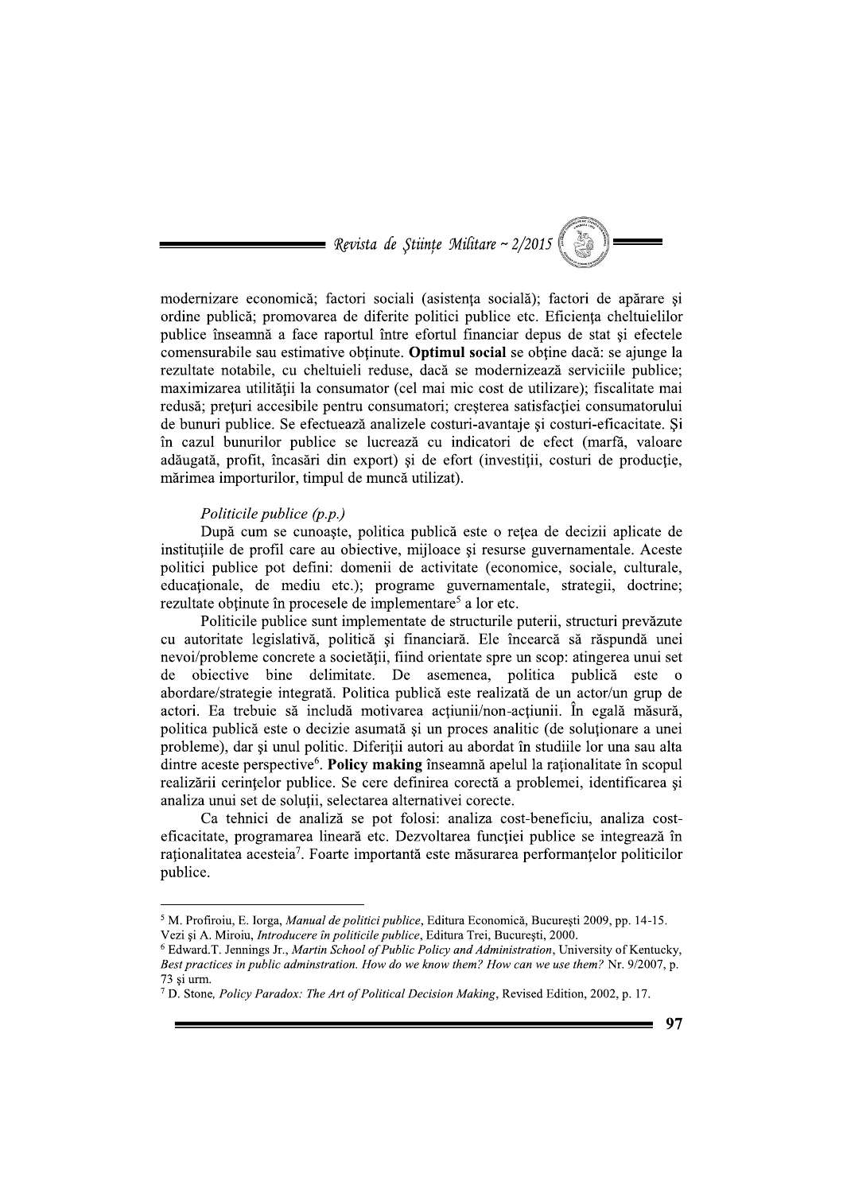modernizare economică; factori sociali (asistența socială); factori de apărare și ordine publică; promovarea de diferite politici publice etc. Eficiența cheltuielilor publice înseamnă a face raportul între efortul financiar depus de stat și efectele comensurabile sau estimative obținute. **Optimul social** se obține dacă: se ajunge la rezultate notabile, cu cheltuieli reduse, dacă se modernizează serviciile publice; maximizarea utilității la consumator (cel mai mic cost de utilizare); fiscalitate mai redusă; prețuri accesibile pentru consumatori; creșterea satisfacției consumatorului de bunuri publice. Se efectuează analizele costuri-avantaje și costuri-eficacitate. Și în cazul bunurilor publice se lucrează cu indicatori de efect (marfă, valoare adăugată, profit, încasări din export) și de efort (investiții, costuri de producție, mărimea importurilor, timpul de muncă utilizat).

*Politicile publice (p.p.)*

După cum se cunoaște, politica publică este o rețea de decizii aplicate de instituțiile de profil care au obiective, mijloace și resurse guvernamentale. Aceste politici publice pot defini: domenii de activitate (economice, sociale, culturale, educaționale, de mediu etc.); programe guvernamentale, strategii, doctrine; rezultate obținute în procesele de implementare[5] a lor etc.

Politicile publice sunt implementate de structurile puterii, structuri prevăzute cu autoritate legislativă, politică și financiară. Ele încearcă să răspundă unei nevoi/probleme concrete a societății, fiind orientate spre un scop: atingerea unui set de obiective bine delimitate. De asemenea, politica publică este o abordare/strategie integrată. Politica publică este realizată de un actor/un grup de actori. Ea trebuie să includă motivarea acțiunii/non-acțiunii. În egală măsură, politica publică este o decizie asumată și un proces analitic (de soluționare a unei probleme), dar și unul politic. Diferiții autori au abordat în studiile lor una sau alta dintre aceste perspective[6]. **Policy making** înseamnă apelul la raționalitate în scopul realizării cerințelor publice. Se cere definirea corectă a problemei, identificarea și analiza unui set de soluții, selectarea alternativei corecte.

Ca tehnici de analiză se pot folosi: analiza cost-beneficiu, analiza cost-eficacitate, programarea lineară etc. Dezvoltarea funcției publice se integrează în raționalitatea acesteia[7]. Foarte importantă este măsurarea performanțelor politicilor publice.

---

[5] M. Profiroiu, E. Iorga, *Manual de politici publice*, Editura Economică, București 2009, pp. 14-15. Vezi și A. Miroiu, *Introducere în politicile publice*, Editura Trei, București, 2000.

[6] Edward.T. Jennings Jr., *Martin School of Public Policy and Administration*, University of Kentucky, *Best practices in public adminstration. How do we know them? How can we use them?* Nr. 9/2007, p. 73 și urm.

[7] D. Stone, *Policy Paradox: The Art of Political Decision Making*, Revised Edition, 2002, p. 17.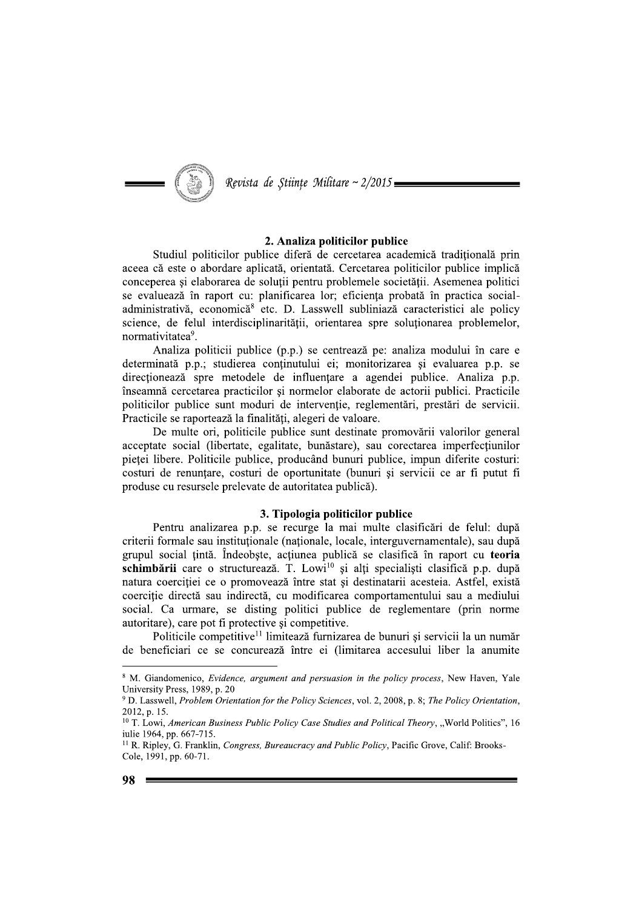## 2. Analiza politicilor publice

Studiul politicilor publice diferă de cercetarea academică tradițională prin aceea că este o abordare aplicată, orientată. Cercetarea politicilor publice implică conceperea şi elaborarea de soluții pentru problemele societății. Asemenea politici se evaluează în raport cu: planificarea lor; eficiența probată în practica social-administrativă, economică[8] etc. D. Lasswell subliniază caracteristici ale policy science, de felul interdisciplinarității, orientarea spre soluționarea problemelor, normativitatea[9].

Analiza politicii publice (p.p.) se centrează pe: analiza modului în care e determinată p.p.; studierea conținutului ei; monitorizarea şi evaluarea p.p. se direcționează spre metodele de influențare a agendei publice. Analiza p.p. înseamnă cercetarea practicilor şi normelor elaborate de actorii publici. Practicile politicilor publice sunt moduri de intervenție, reglementări, prestări de servicii. Practicile se raportează la finalități, alegeri de valoare.

De multe ori, politicile publice sunt destinate promovării valorilor general acceptate social (libertate, egalitate, bunăstare), sau corectarea imperfecțiunilor pieței libere. Politicile publice, producând bunuri publice, impun diferite costuri: costuri de renunțare, costuri de oportunitate (bunuri şi servicii ce ar fi putut fi produse cu resursele prelevate de autoritatea publică).

## 3. Tipologia politicilor publice

Pentru analizarea p.p. se recurge la mai multe clasificări de felul: după criterii formale sau instituționale (naționale, locale, interguvernamentale), sau după grupul social țintă. Îndeobşte, acțiunea publică se clasifică în raport cu **teoria schimbării** care o structurează. T. Lowi[10] şi alți specialişti clasifică p.p. după natura coerciției ce o promovează între stat şi destinatarii acesteia. Astfel, există coerciție directă sau indirectă, cu modificarea comportamentului sau a mediului social. Ca urmare, se disting politici publice de reglementare (prin norme autoritare), care pot fi protective şi competitive.

Politicile competitive[11] limitează furnizarea de bunuri şi servicii la un număr de beneficiari ce se concurează între ei (limitarea accesului liber la anumite

---

[8] M. Giandomenico, *Evidence, argument and persuasion in the policy process*, New Haven, Yale University Press, 1989, p. 20

[9] D. Lasswell, *Problem Orientation for the Policy Sciences*, vol. 2, 2008, p. 8; *The Policy Orientation*, 2012, p. 15.

[10] T. Lowi, *American Business Public Policy Case Studies and Political Theory*, „World Politics", 16 iulie 1964, pp. 667-715.

[11] R. Ripley, G. Franklin, *Congress, Bureaucracy and Public Policy*, Pacific Grove, Calif: Brooks-Cole, 1991, pp. 60-71.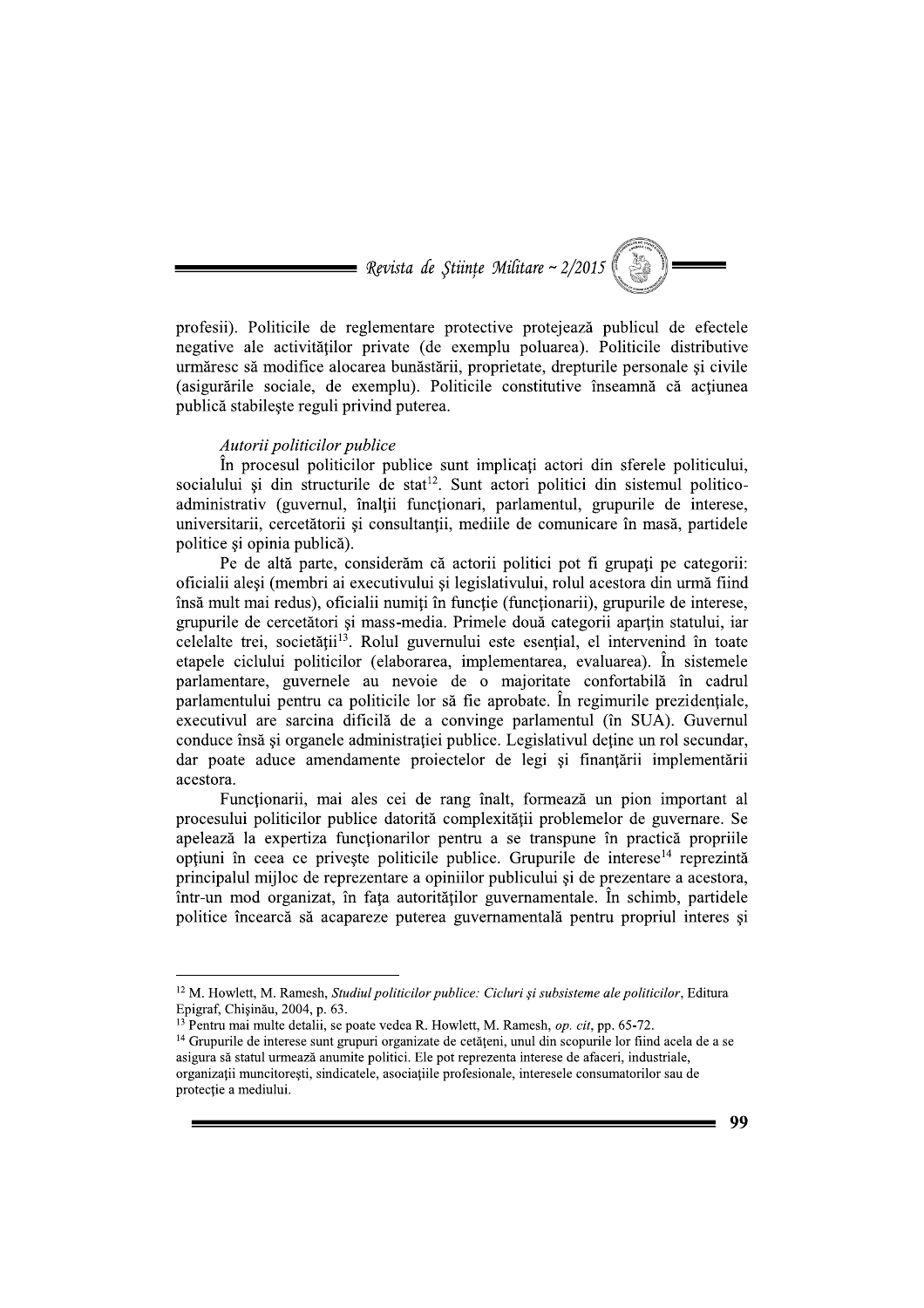profesii). Politicile de reglementare protective protejează publicul de efectele negative ale activităților private (de exemplu poluarea). Politicile distributive urmăresc să modifice alocarea bunăstării, proprietate, drepturile personale și civile (asigurările sociale, de exemplu). Politicile constitutive înseamnă că acțiunea publică stabilește reguli privind puterea.

*Autorii politicilor publice*

În procesul politicilor publice sunt implicați actori din sferele politicului, socialului și din structurile de stat[12]. Sunt actori politici din sistemul politico-administrativ (guvernul, înalții funcționari, parlamentul, grupurile de interese, universitarii, cercetătorii și consultanții, mediile de comunicare în masă, partidele politice și opinia publică).

Pe de altă parte, considerăm că actorii politici pot fi grupați pe categorii: oficialii aleși (membri ai executivului și legislativului, rolul acestora din urmă fiind însă mult mai redus), oficialii numiți în funcție (funcționarii), grupurile de interese, grupurile de cercetători și mass-media. Primele două categorii aparțin statului, iar celelalte trei, societății[13]. Rolul guvernului este esențial, el intervenind în toate etapele ciclului politicilor (elaborarea, implementarea, evaluarea). În sistemele parlamentare, guvernele au nevoie de o majoritate confortabilă în cadrul parlamentului pentru ca politicile lor să fie aprobate. În regimurile prezidențiale, executivul are sarcina dificilă de a convinge parlamentul (în SUA). Guvernul conduce însă și organele administrației publice. Legislativul deține un rol secundar, dar poate aduce amendamente proiectelor de legi și finanțării implementării acestora.

Funcționarii, mai ales cei de rang înalt, formează un pion important al procesului politicilor publice datorită complexității problemelor de guvernare. Se apelează la expertiza funcționarilor pentru a se transpune în practică propriile opțiuni în ceea ce privește politicile publice. Grupurile de interese[14] reprezintă principalul mijloc de reprezentare a opiniilor publicului și de prezentare a acestora, într-un mod organizat, în fața autorităților guvernamentale. În schimb, partidele politice încearcă să acapareze puterea guvernamentală pentru propriul interes și

---

[12] M. Howlett, M. Ramesh, *Studiul politicilor publice: Cicluri și subsisteme ale politicilor*, Editura Epigraf, Chișinău, 2004, p. 63.

[13] Pentru mai multe detalii, se poate vedea R. Howlett, M. Ramesh, *op. cit*, pp. 65-72.

[14] Grupurile de interese sunt grupuri organizate de cetățeni, unul din scopurile lor fiind acela de a se asigura să statul urmează anumite politici. Ele pot reprezenta interese de afaceri, industriale, organizații muncitorești, sindicatele, asociațiile profesionale, interesele consumatorilor sau de protecție a mediului.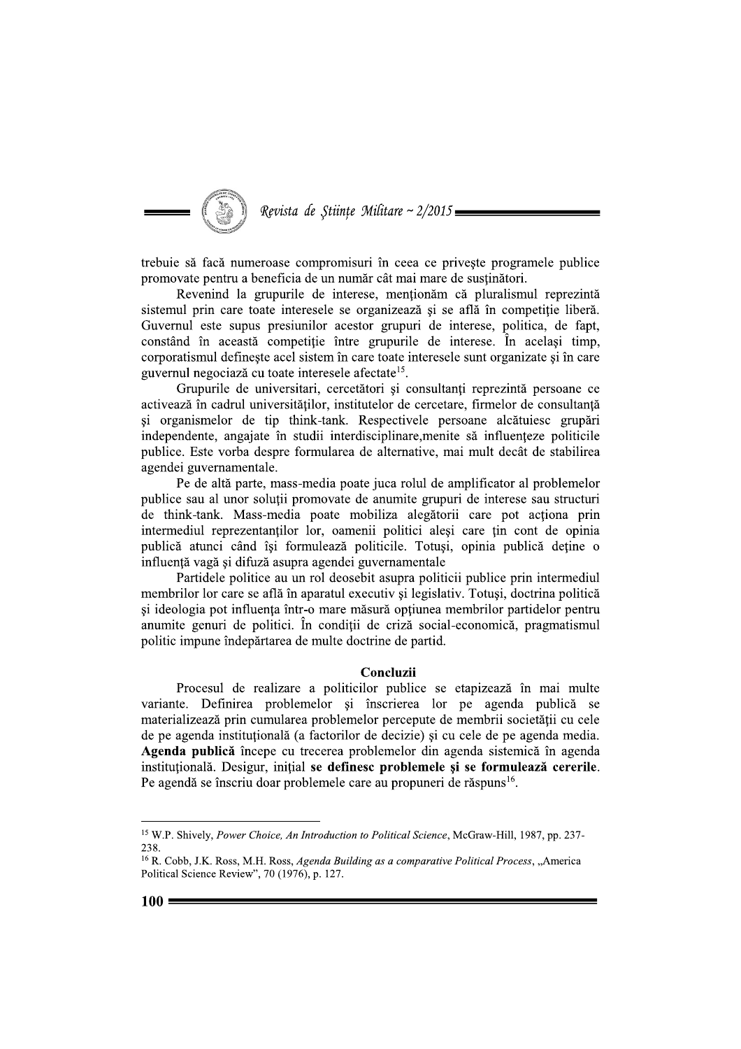trebuie să facă numeroase compromisuri în ceea ce priveşte programele publice promovate pentru a beneficia de un număr cât mai mare de susţinători.

Revenind la grupurile de interese, menţionăm că pluralismul reprezintă sistemul prin care toate interesele se organizează şi se află în competiţie liberă. Guvernul este supus presiunilor acestor grupuri de interese, politica, de fapt, constând în această competiţie între grupurile de interese. În acelaşi timp, corporatismul defineşte acel sistem în care toate interesele sunt organizate şi în care guvernul negociază cu toate interesele afectate[15].

Grupurile de universitari, cercetători şi consultanţi reprezintă persoane ce activează în cadrul universităţilor, institutelor de cercetare, firmelor de consultanţă şi organismelor de tip think-tank. Respectivele persoane alcătuiesc grupări independente, angajate în studii interdisciplinare,menite să influenţeze politicile publice. Este vorba despre formularea de alternative, mai mult decât de stabilirea agendei guvernamentale.

Pe de altă parte, mass-media poate juca rolul de amplificator al problemelor publice sau al unor soluţii promovate de anumite grupuri de interese sau structuri de think-tank. Mass-media poate mobiliza alegătorii care pot acţiona prin intermediul reprezentanţilor lor, oamenii politici aleşi care ţin cont de opinia publică atunci când îşi formulează politicile. Totuşi, opinia publică deţine o influenţă vagă şi difuză asupra agendei guvernamentale

Partidele politice au un rol deosebit asupra politicii publice prin intermediul membrilor lor care se află în aparatul executiv şi legislativ. Totuşi, doctrina politică şi ideologia pot influenţa într-o mare măsură opţiunea membrilor partidelor pentru anumite genuri de politici. În condiţii de criză social-economică, pragmatismul politic impune îndepărtarea de multe doctrine de partid.

## Concluzii

Procesul de realizare a politicilor publice se etapizează în mai multe variante. Definirea problemelor şi înscrierea lor pe agenda publică se materializează prin cumularea problemelor percepute de membrii societăţii cu cele de pe agenda instituţională (a factorilor de decizie) şi cu cele de pe agenda media. **Agenda publică** începe cu trecerea problemelor din agenda sistemică în agenda instituţională. Desigur, iniţial **se definesc problemele şi se formulează cererile**. Pe agendă se înscriu doar problemele care au propuneri de răspuns[16].

---

[15] W.P. Shively, *Power Choice, An Introduction to Political Science*, McGraw-Hill, 1987, pp. 237-238.

[16] R. Cobb, J.K. Ross, M.H. Ross, *Agenda Building as a comparative Political Process*, „America Political Science Review", 70 (1976), p. 127.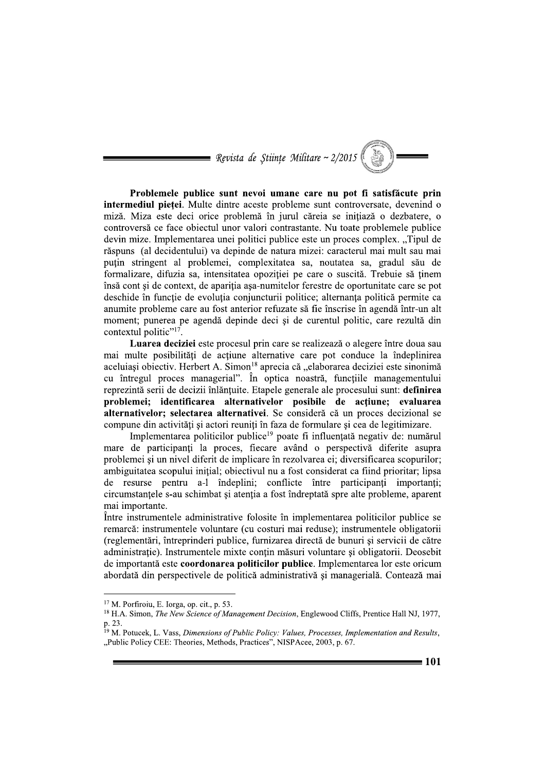**Problemele publice sunt nevoi umane care nu pot fi satisfăcute prin intermediul pieței**. Multe dintre aceste probleme sunt controversate, devenind o miză. Miza este deci orice problemă în jurul căreia se inițiază o dezbatere, o controversă ce face obiectul unor valori contrastante. Nu toate problemele publice devin mize. Implementarea unei politici publice este un proces complex. „Tipul de răspuns (al decidentului) va depinde de natura mizei: caracterul mai mult sau mai puțin stringent al problemei, complexitatea sa, noutatea sa, gradul său de formalizare, difuzia sa, intensitatea opoziției pe care o suscită. Trebuie să ținem însă cont și de context, de apariția așa-numitelor ferestre de oportunitate care se pot deschide în funcție de evoluția conjuncturii politice; alternanța politică permite ca anumite probleme care au fost anterior refuzate să fie înscrise în agendă într-un alt moment; punerea pe agendă depinde deci și de curentul politic, care rezultă din contextul politic”[17].

**Luarea deciziei** este procesul prin care se realizează o alegere între doua sau mai multe posibilități de acțiune alternative care pot conduce la îndeplinirea aceluiași obiectiv. Herbert A. Simon[18] aprecia că „elaborarea deciziei este sinonimă cu întregul proces managerial”. În optica noastră, funcțiile managementului reprezintă serii de decizii înlănțuite. Etapele generale ale procesului sunt: **definirea problemei; identificarea alternativelor posibile de acțiune; evaluarea alternativelor; selectarea alternativei**. Se consideră că un proces decizional se compune din activități și actori reuniți în faza de formulare și cea de legitimizare.

Implementarea politicilor publice[19] poate fi influențată negativ de: numărul mare de participanți la proces, fiecare având o perspectivă diferite asupra problemei și un nivel diferit de implicare în rezolvarea ei; diversificarea scopurilor; ambiguitatea scopului inițial; obiectivul nu a fost considerat ca fiind prioritar; lipsa de resurse pentru a-l îndeplini; conflicte între participanți importanți; circumstanțele s-au schimbat și atenția a fost îndreptată spre alte probleme, aparent mai importante.

Între instrumentele administrative folosite în implementarea politicilor publice se remarcă: instrumentele voluntare (cu costuri mai reduse); instrumentele obligatorii (reglementări, întreprinderi publice, furnizarea directă de bunuri și servicii de către administrație). Instrumentele mixte conțin măsuri voluntare și obligatorii. Deosebit de importantă este **coordonarea politicilor publice**. Implementarea lor este oricum abordată din perspectivele de politică administrativă și managerială. Contează mai

---

[17] M. Porfiroiu, E. Iorga, op. cit., p. 53.

[18] H.A. Simon, *The New Science of Management Decision*, Englewood Cliffs, Prentice Hall NJ, 1977, p. 23.

[19] M. Potucek, L. Vass, *Dimensions of Public Policy: Values, Processes, Implementation and Results*, „Public Policy CEE: Theories, Methods, Practices”, NISPAcee, 2003, p. 67.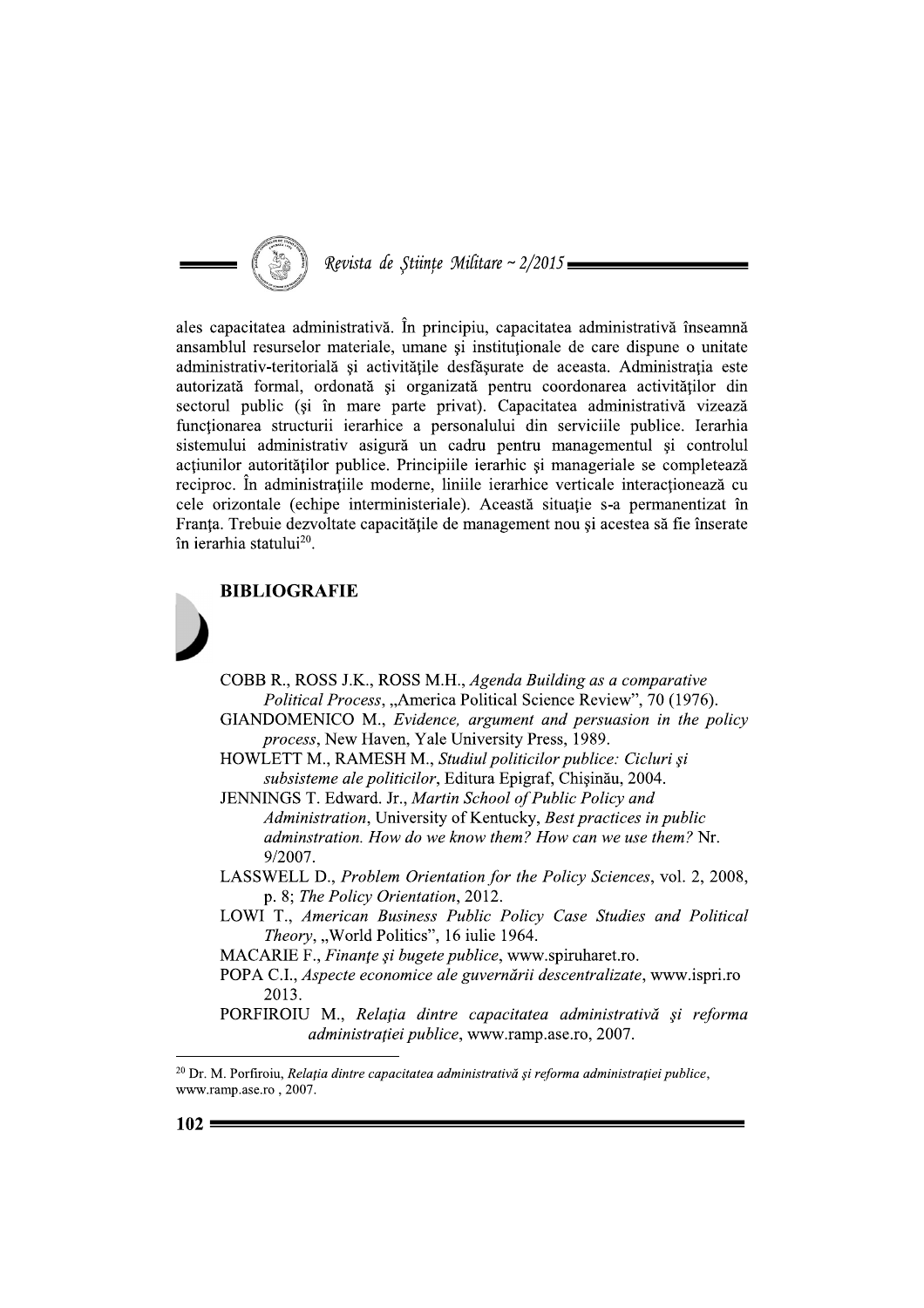ales capacitatea administrativă. În principiu, capacitatea administrativă înseamnă ansamblul resurselor materiale, umane şi instituţionale de care dispune o unitate administrativ-teritorială şi activităţile desfăşurate de aceasta. Administraţia este autorizată formal, ordonată şi organizată pentru coordonarea activităţilor din sectorul public (şi în mare parte privat). Capacitatea administrativă vizează funcţionarea structurii ierarhice a personalului din serviciile publice. Ierarhia sistemului administrativ asigură un cadru pentru managementul şi controlul acţiunilor autorităţilor publice. Principiile ierarhic şi manageriale se completează reciproc. În administraţiile moderne, liniile ierarhice verticale interacţionează cu cele orizontale (echipe interministeriale). Această situaţie s-a permanentizat în Franţa. Trebuie dezvoltate capacităţile de management nou şi acestea să fie înserate în ierarhia statului[20].

## BIBLIOGRAFIE

COBB R., ROSS J.K., ROSS M.H., *Agenda Building as a comparative Political Process*, „America Political Science Review", 70 (1976).

GIANDOMENICO M., *Evidence, argument and persuasion in the policy process*, New Haven, Yale University Press, 1989.

HOWLETT M., RAMESH M., *Studiul politicilor publice: Cicluri şi subsisteme ale politicilor*, Editura Epigraf, Chişinău, 2004.

JENNINGS T. Edward. Jr., *Martin School of Public Policy and Administration*, University of Kentucky, *Best practices in public adminstration. How do we know them? How can we use them?* Nr. 9/2007.

LASSWELL D., *Problem Orientation for the Policy Sciences*, vol. 2, 2008, p. 8; *The Policy Orientation*, 2012.

LOWI T., *American Business Public Policy Case Studies and Political Theory*, „World Politics", 16 iulie 1964.

MACARIE F., *Finanţe şi bugete publice*, www.spiruharet.ro.

POPA C.I., *Aspecte economice ale guvernării descentralizate*, www.ispri.ro 2013.

PORFIROIU M., *Relaţia dintre capacitatea administrativă şi reforma administraţiei publice*, www.ramp.ase.ro, 2007.

---

[20] Dr. M. Porfiroiu, *Relaţia dintre capacitatea administrativă şi reforma administraţiei publice*, www.ramp.ase.ro , 2007.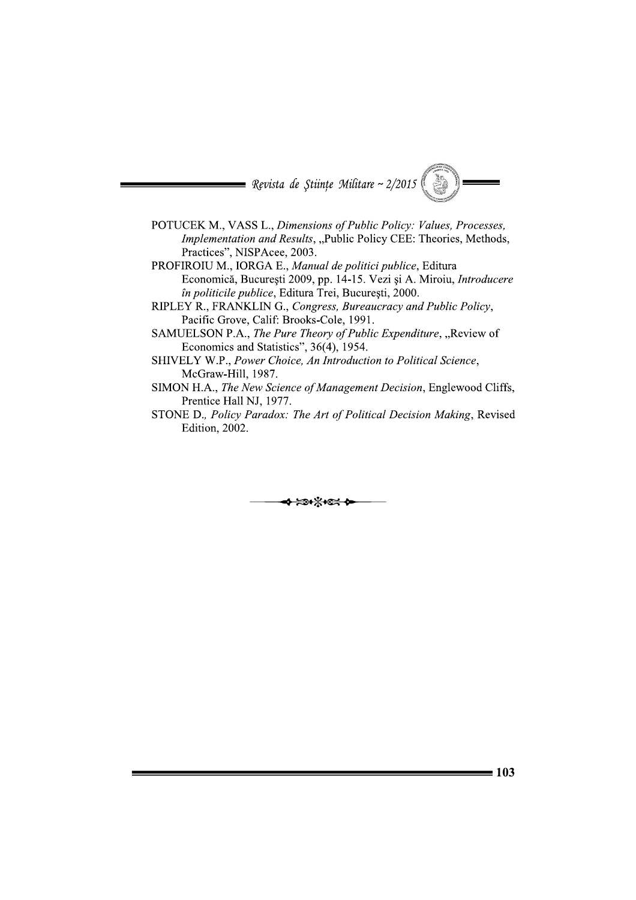POTUCEK M., VASS L., *Dimensions of Public Policy: Values, Processes, Implementation and Results*, „Public Policy CEE: Theories, Methods, Practices", NISPAcee, 2003.

PROFIROIU M., IORGA E., *Manual de politici publice*, Editura Economică, București 2009, pp. 14-15. Vezi și A. Miroiu, *Introducere în politicile publice*, Editura Trei, București, 2000.

RIPLEY R., FRANKLIN G., *Congress, Bureaucracy and Public Policy*, Pacific Grove, Calif: Brooks-Cole, 1991.

SAMUELSON P.A., *The Pure Theory of Public Expenditure*, „Review of Economics and Statistics", 36(4), 1954.

SHIVELY W.P., *Power Choice, An Introduction to Political Science*, McGraw-Hill, 1987.

SIMON H.A., *The New Science of Management Decision*, Englewood Cliffs, Prentice Hall NJ, 1977.

STONE D., *Policy Paradox: The Art of Political Decision Making*, Revised Edition, 2002.